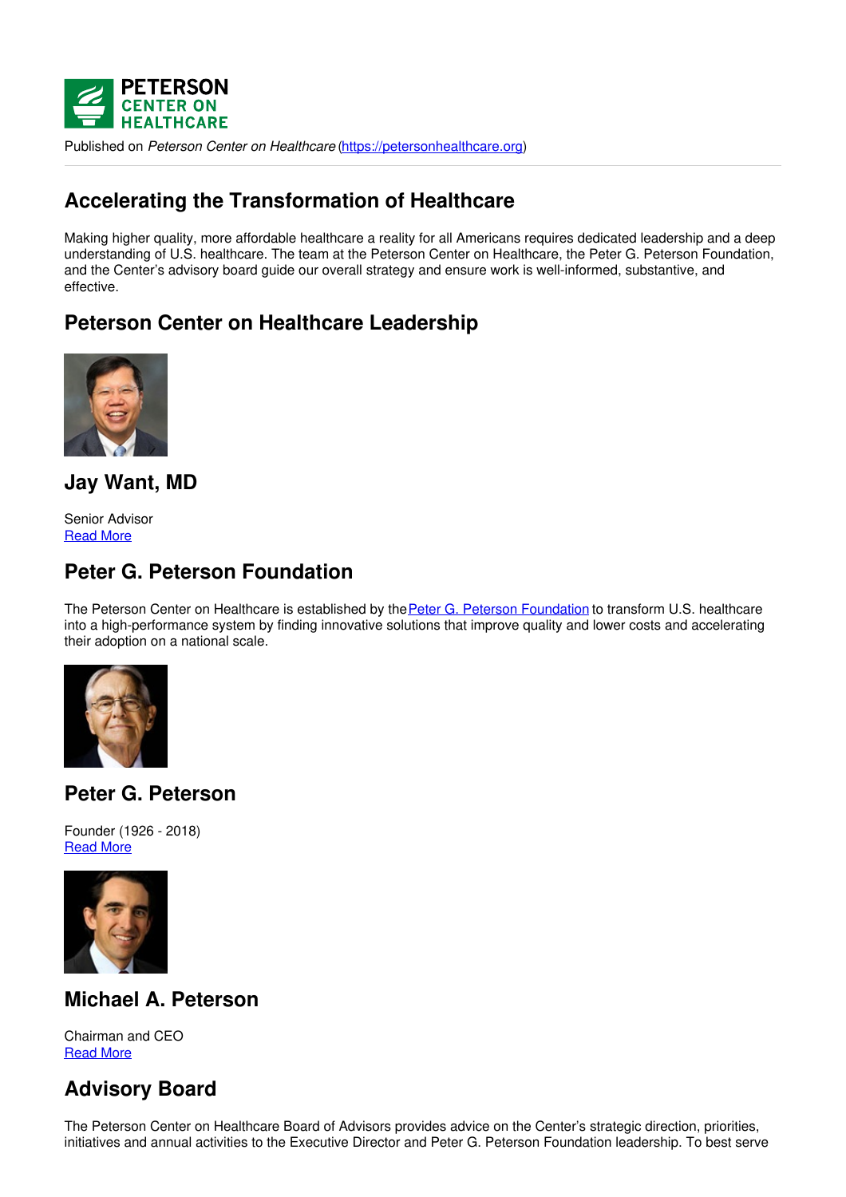Published on *Peterson Center on Healthcare* ([https://petersonhealthcare.org](https://petersonhealthcare.org))

## Accelerating the Transformation of Healthcare

Making higher quality, more affordable healthcare a reality for all Americans requires dedicated leadership and a deep understanding of U.S. healthcare. The team at the Peterson Center on Healthcare, the Peter G. Peterson Foundation, and the Center's advisory board guide our overall strategy and ensure work is well-informed, substantive, and effective.

## Peterson Center on Healthcare Leadership

### Jay Want, MD

Senior Advisor
[Read More]

## Peter G. Peterson Foundation

The Peterson Center on Healthcare is established by the [Peter G. Peterson Foundation] to transform U.S. healthcare into a high-performance system by finding innovative solutions that improve quality and lower costs and accelerating their adoption on a national scale.

### Peter G. Peterson

Founder (1926 - 2018)
[Read More]

### Michael A. Peterson

Chairman and CEO
[Read More]

## Advisory Board

The Peterson Center on Healthcare Board of Advisors provides advice on the Center's strategic direction, priorities, initiatives and annual activities to the Executive Director and Peter G. Peterson Foundation leadership. To best serve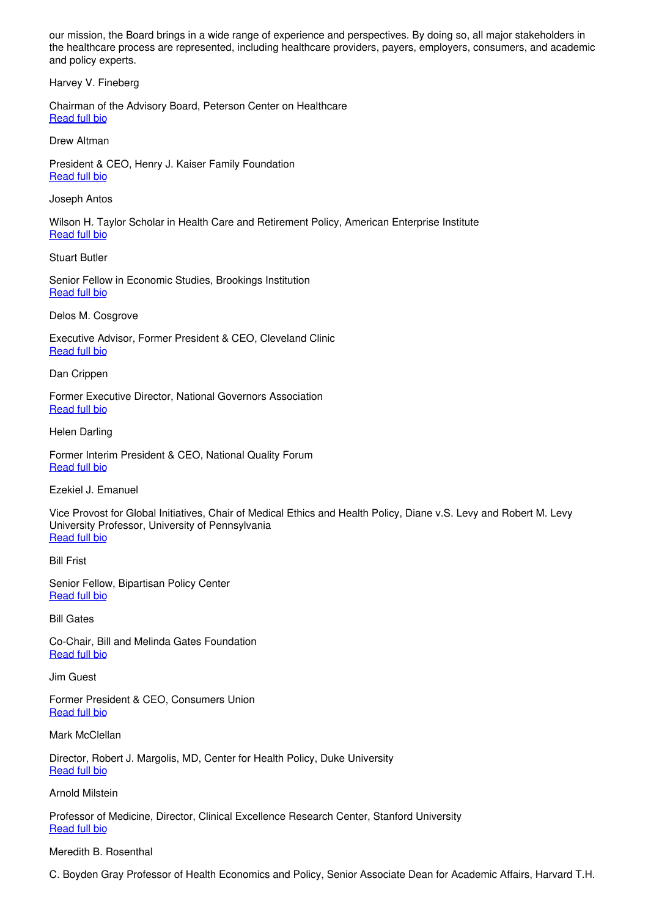our mission, the Board brings in a wide range of experience and perspectives. By doing so, all major stakeholders in the healthcare process are represented, including healthcare providers, payers, employers, consumers, and academic and policy experts.

Harvey V. Fineberg

Chairman of the Advisory Board, Peterson Center on Healthcare
Read full bio

Drew Altman

President & CEO, Henry J. Kaiser Family Foundation
Read full bio

Joseph Antos

Wilson H. Taylor Scholar in Health Care and Retirement Policy, American Enterprise Institute
Read full bio

Stuart Butler

Senior Fellow in Economic Studies, Brookings Institution
Read full bio

Delos M. Cosgrove

Executive Advisor, Former President & CEO, Cleveland Clinic
Read full bio

Dan Crippen

Former Executive Director, National Governors Association
Read full bio

Helen Darling

Former Interim President & CEO, National Quality Forum
Read full bio

Ezekiel J. Emanuel

Vice Provost for Global Initiatives, Chair of Medical Ethics and Health Policy, Diane v.S. Levy and Robert M. Levy University Professor, University of Pennsylvania
Read full bio

Bill Frist

Senior Fellow, Bipartisan Policy Center
Read full bio

Bill Gates

Co-Chair, Bill and Melinda Gates Foundation
Read full bio

Jim Guest

Former President & CEO, Consumers Union
Read full bio

Mark McClellan

Director, Robert J. Margolis, MD, Center for Health Policy, Duke University
Read full bio

Arnold Milstein

Professor of Medicine, Director, Clinical Excellence Research Center, Stanford University
Read full bio

Meredith B. Rosenthal

C. Boyden Gray Professor of Health Economics and Policy, Senior Associate Dean for Academic Affairs, Harvard T.H.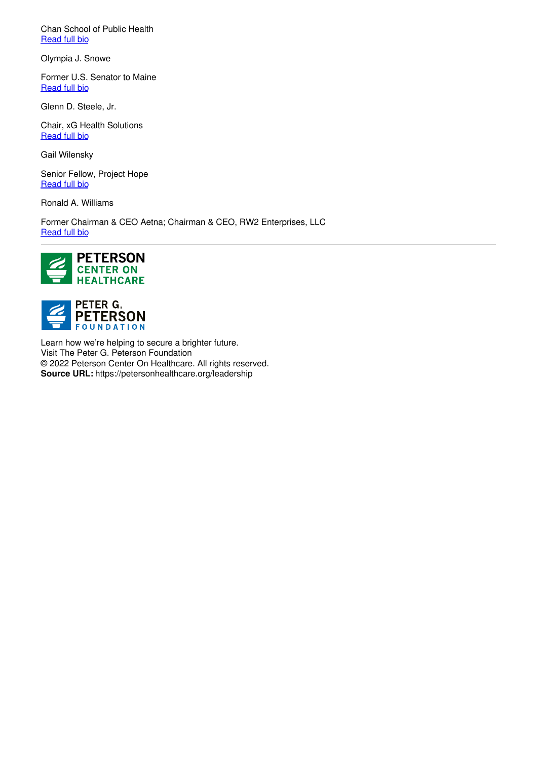Chan School of Public Health
Read full bio

Olympia J. Snowe

Former U.S. Senator to Maine
Read full bio

Glenn D. Steele, Jr.

Chair, xG Health Solutions
Read full bio

Gail Wilensky

Senior Fellow, Project Hope
Read full bio

Ronald A. Williams

Former Chairman & CEO Aetna; Chairman & CEO, RW2 Enterprises, LLC
Read full bio

---

PETERSON
CENTER ON
HEALTHCARE

PETER G.
PETERSON
FOUNDATION

Learn how we're helping to secure a brighter future.
Visit The Peter G. Peterson Foundation
© 2022 Peterson Center On Healthcare. All rights reserved.
**Source URL:** https://petersonhealthcare.org/leadership